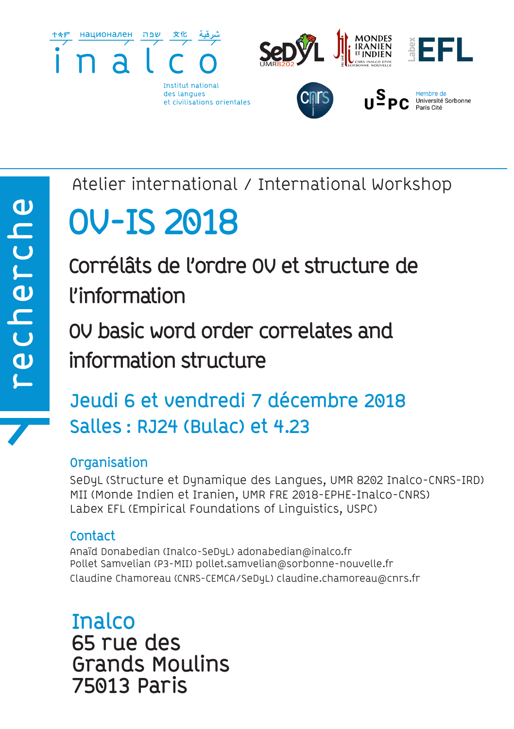ተቋም нацыонален שפה 文化 شرقية

inalco

Institut national
des langues
et civilisations orientales

SeDyL UMR8202 | Mondes Iranien et Indien | Labex EFL | CNRS | USPC Membre de Université Sorbonne Paris Cité

recherche

Atelier international / International Workshop

# OV-IS 2018

## Corrélâts de l'ordre OV et structure de l'information

## OV basic word order correlates and information structure

### Jeudi 6 et vendredi 7 décembre 2018
### Salles : RJ24 (Bulac) et 4.23

**Organisation**

SeDyL (Structure et Dynamique des Langues, UMR 8202 Inalco-CNRS-IRD)
MII (Monde Indien et Iranien, UMR FRE 2018-EPHE-Inalco-CNRS)
Labex EFL (Empirical Foundations of Linguistics, USPC)

**Contact**

Anaïd Donabedian (Inalco-SeDyL) adonabedian@inalco.fr
Pollet Samvelian (P3-MII) pollet.samvelian@sorbonne-nouvelle.fr
Claudine Chamoreau (CNRS-CEMCA/SeDyL) claudine.chamoreau@cnrs.fr

**Inalco**
65 rue des
Grands Moulins
75013 Paris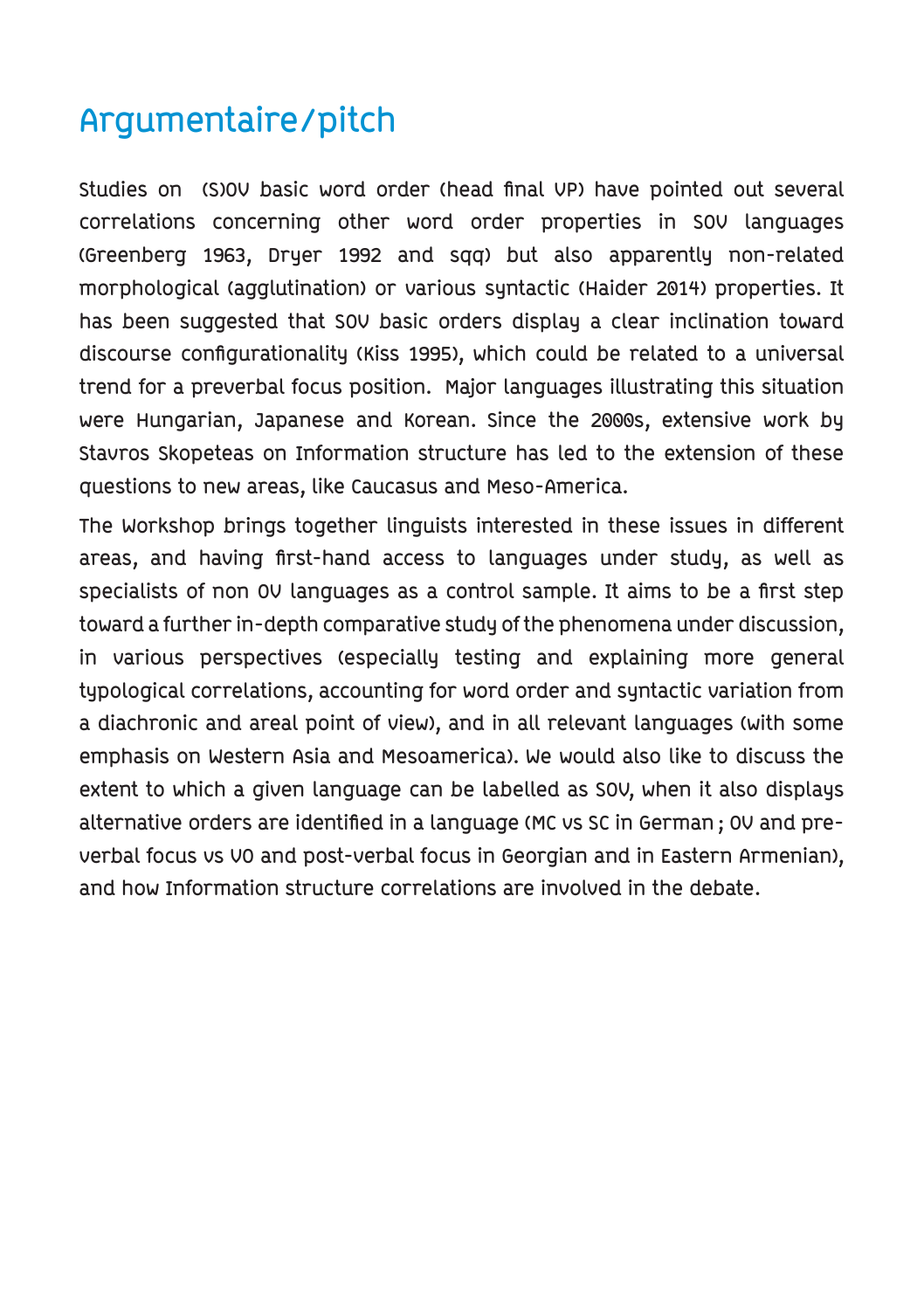# Argumentaire/pitch

Studies on (S)OV basic word order (head final VP) have pointed out several correlations concerning other word order properties in SOV languages (Greenberg 1963, Dryer 1992 and sqq) but also apparently non-related morphological (agglutination) or various syntactic (Haider 2014) properties. It has been suggested that SOV basic orders display a clear inclination toward discourse configurationality (Kiss 1995), which could be related to a universal trend for a preverbal focus position. Major languages illustrating this situation were Hungarian, Japanese and Korean. Since the 2000s, extensive work by Stavros Skopeteas on Information structure has led to the extension of these questions to new areas, like Caucasus and Meso-America.

The Workshop brings together linguists interested in these issues in different areas, and having first-hand access to languages under study, as well as specialists of non OV languages as a control sample. It aims to be a first step toward a further in-depth comparative study of the phenomena under discussion, in various perspectives (especially testing and explaining more general typological correlations, accounting for word order and syntactic variation from a diachronic and areal point of view), and in all relevant languages (with some emphasis on Western Asia and Mesoamerica). We would also like to discuss the extent to which a given language can be labelled as SOV, when it also displays alternative orders are identified in a language (MC vs SC in German ; OV and pre-verbal focus vs VO and post-verbal focus in Georgian and in Eastern Armenian), and how Information structure correlations are involved in the debate.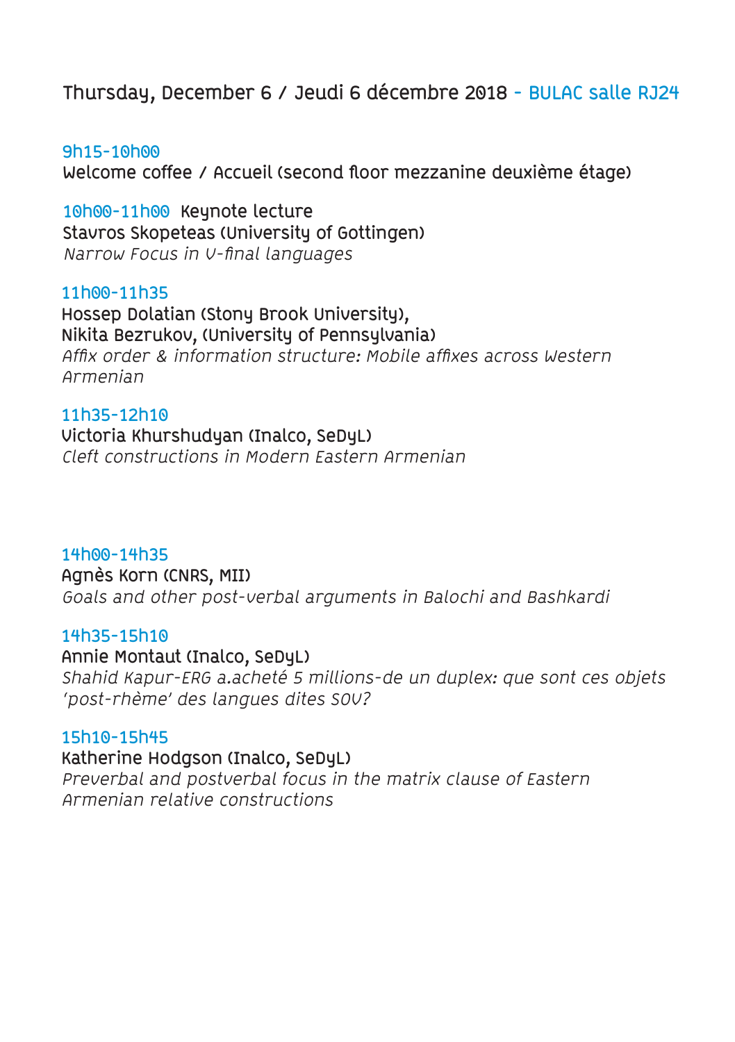## Thursday, December 6 / Jeudi 6 décembre 2018 - BULAC salle RJ24

**9h15-10h00**
Welcome coffee / Accueil (second floor mezzanine deuxième étage)

**10h00-11h00** Keynote lecture
Stavros Skopeteas (University of Gottingen)
*Narrow Focus in V-final languages*

**11h00-11h35**
Hossep Dolatian (Stony Brook University),
Nikita Bezrukov, (University of Pennsylvania)
*Affix order & information structure: Mobile affixes across Western Armenian*

**11h35-12h10**
Victoria Khurshudyan (Inalco, SeDyL)
*Cleft constructions in Modern Eastern Armenian*

**14h00-14h35**
Agnès Korn (CNRS, MII)
*Goals and other post-verbal arguments in Balochi and Bashkardi*

**14h35-15h10**
Annie Montaut (Inalco, SeDyL)
*Shahid Kapur-ERG a.acheté 5 millions-de un duplex: que sont ces objets 'post-rhème' des langues dites SOV?*

**15h10-15h45**
Katherine Hodgson (Inalco, SeDyL)
*Preverbal and postverbal focus in the matrix clause of Eastern Armenian relative constructions*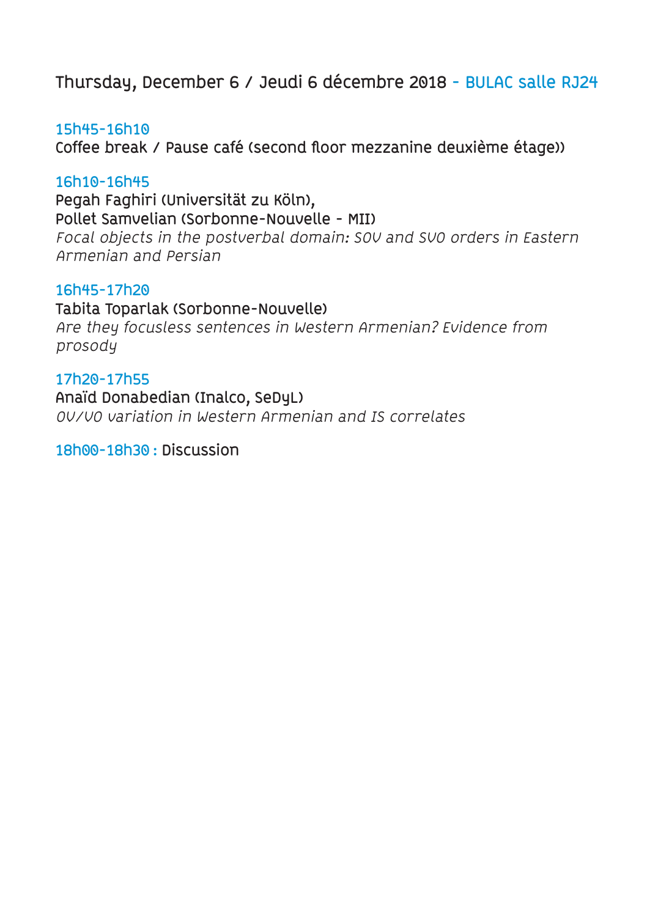## Thursday, December 6 / Jeudi 6 décembre 2018 - BULAC salle RJ24

**15h45-16h10**
Coffee break / Pause café (second floor mezzanine deuxième étage))

**16h10-16h45**
Pegah Faghiri (Universität zu Köln),
Pollet Samvelian (Sorbonne-Nouvelle - MII)
*Focal objects in the postverbal domain: SOV and SVO orders in Eastern Armenian and Persian*

**16h45-17h20**
Tabita Toparlak (Sorbonne-Nouvelle)
*Are they focusless sentences in Western Armenian? Evidence from prosody*

**17h20-17h55**
Anaïd Donabedian (Inalco, SeDyL)
*OV/VO variation in Western Armenian and IS correlates*

**18h00-18h30 :** Discussion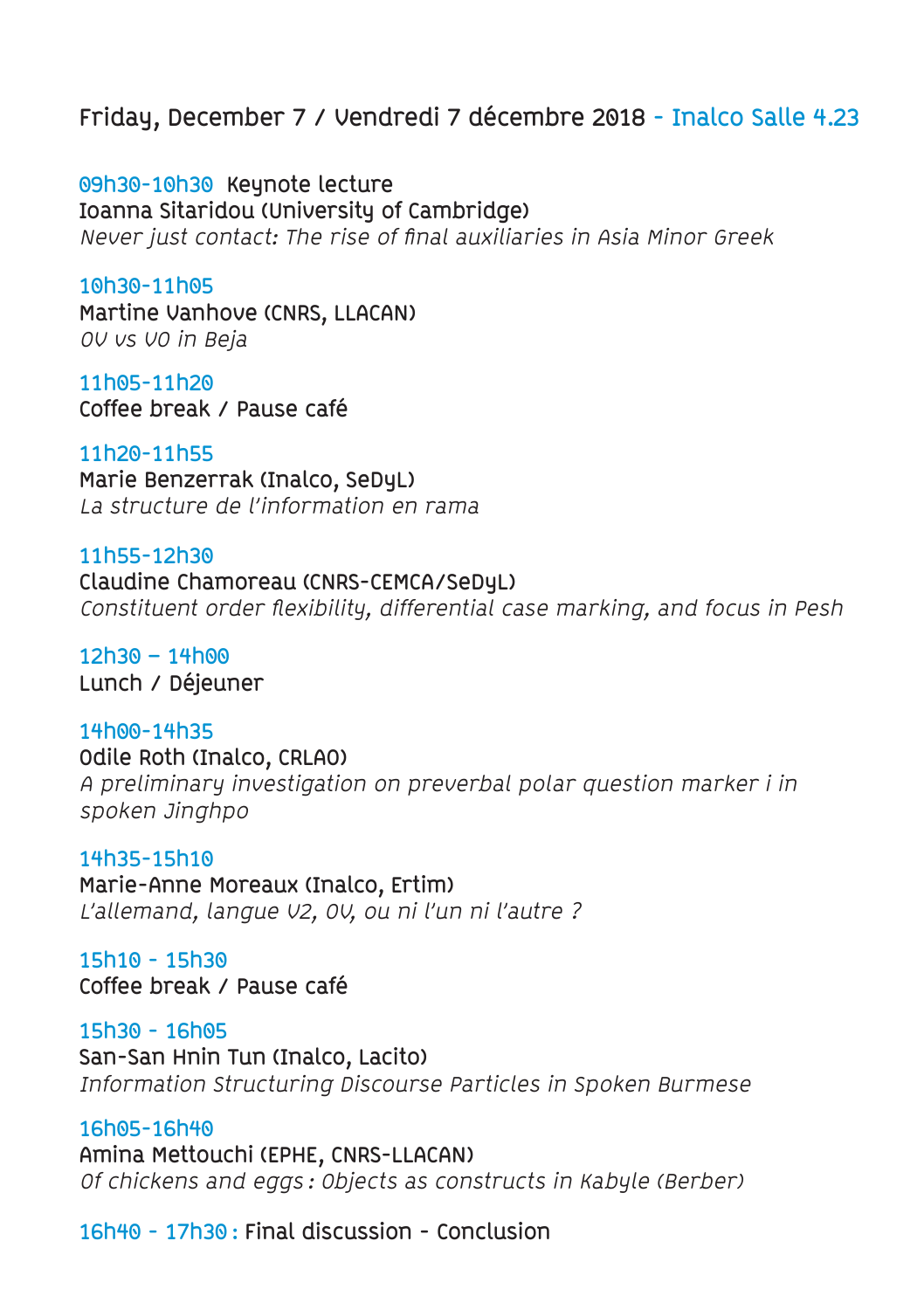## Friday, December 7 / Vendredi 7 décembre 2018 - Inalco Salle 4.23

09h30-10h30 Keynote lecture
Ioanna Sitaridou (University of Cambridge)
*Never just contact: The rise of final auxiliaries in Asia Minor Greek*

10h30-11h05
Martine Vanhove (CNRS, LLACAN)
*OV vs VO in Beja*

11h05-11h20
Coffee break / Pause café

11h20-11h55
Marie Benzerrak (Inalco, SeDyL)
*La structure de l'information en rama*

11h55-12h30
Claudine Chamoreau (CNRS-CEMCA/SeDyL)
*Constituent order flexibility, differential case marking, and focus in Pesh*

12h30 – 14h00
Lunch / Déjeuner

14h00-14h35
Odile Roth (Inalco, CRLAO)
*A preliminary investigation on preverbal polar question marker i in spoken Jinghpo*

14h35-15h10
Marie-Anne Moreaux (Inalco, Ertim)
*L'allemand, langue V2, OV, ou ni l'un ni l'autre ?*

15h10 - 15h30
Coffee break / Pause café

15h30 - 16h05
San-San Hnin Tun (Inalco, Lacito)
*Information Structuring Discourse Particles in Spoken Burmese*

16h05-16h40
Amina Mettouchi (EPHE, CNRS-LLACAN)
*Of chickens and eggs : Objects as constructs in Kabyle (Berber)*

16h40 - 17h30 : Final discussion - Conclusion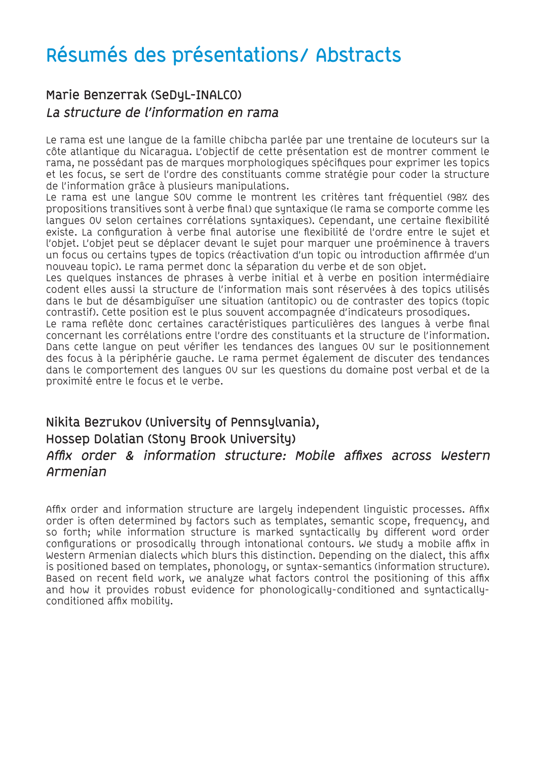# Résumés des présentations/ Abstracts

## Marie Benzerrak (SeDyL-INALCO)
### *La structure de l'information en rama*

Le rama est une langue de la famille chibcha parlée par une trentaine de locuteurs sur la côte atlantique du Nicaragua. L'objectif de cette présentation est de montrer comment le rama, ne possédant pas de marques morphologiques spécifiques pour exprimer les topics et les focus, se sert de l'ordre des constituants comme stratégie pour coder la structure de l'information grâce à plusieurs manipulations.
Le rama est une langue SOV comme le montrent les critères tant fréquentiel (98% des propositions transitives sont à verbe final) que syntaxique (le rama se comporte comme les langues OV selon certaines corrélations syntaxiques). Cependant, une certaine flexibilité existe. La configuration à verbe final autorise une flexibilité de l'ordre entre le sujet et l'objet. L'objet peut se déplacer devant le sujet pour marquer une proéminence à travers un focus ou certains types de topics (réactivation d'un topic ou introduction affirmée d'un nouveau topic). Le rama permet donc la séparation du verbe et de son objet.
Les quelques instances de phrases à verbe initial et à verbe en position intermédiaire codent elles aussi la structure de l'information mais sont réservées à des topics utilisés dans le but de désambiguïser une situation (antitopic) ou de contraster des topics (topic contrastif). Cette position est le plus souvent accompagnée d'indicateurs prosodiques.
Le rama reflète donc certaines caractéristiques particulières des langues à verbe final concernant les corrélations entre l'ordre des constituants et la structure de l'information. Dans cette langue on peut vérifier les tendances des langues OV sur le positionnement des focus à la périphérie gauche. Le rama permet également de discuter des tendances dans le comportement des langues OV sur les questions du domaine post verbal et de la proximité entre le focus et le verbe.

## Nikita Bezrukov (University of Pennsylvania),
## Hossep Dolatian (Stony Brook University)
### *Affix order & information structure: Mobile affixes across Western Armenian*

Affix order and information structure are largely independent linguistic processes. Affix order is often determined by factors such as templates, semantic scope, frequency, and so forth; while information structure is marked syntactically by different word order configurations or prosodically through intonational contours. We study a mobile affix in Western Armenian dialects which blurs this distinction. Depending on the dialect, this affix is positioned based on templates, phonology, or syntax-semantics (information structure). Based on recent field work, we analyze what factors control the positioning of this affix and how it provides robust evidence for phonologically-conditioned and syntactically-conditioned affix mobility.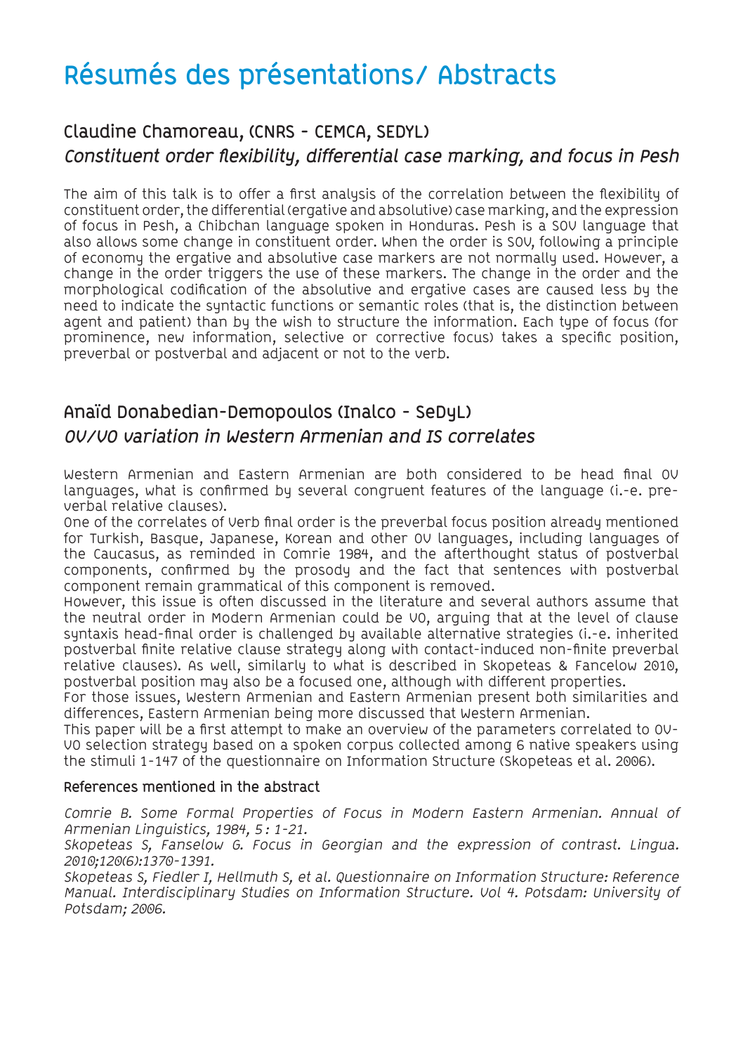# Résumés des présentations/ Abstracts

## Claudine Chamoreau, (CNRS - CEMCA, SEDYL)

### *Constituent order flexibility, differential case marking, and focus in Pesh*

The aim of this talk is to offer a first analysis of the correlation between the flexibility of constituent order, the differential (ergative and absolutive) case marking, and the expression of focus in Pesh, a Chibchan language spoken in Honduras. Pesh is a SOV language that also allows some change in constituent order. When the order is SOV, following a principle of economy the ergative and absolutive case markers are not normally used. However, a change in the order triggers the use of these markers. The change in the order and the morphological codification of the absolutive and ergative cases are caused less by the need to indicate the syntactic functions or semantic roles (that is, the distinction between agent and patient) than by the wish to structure the information. Each type of focus (for prominence, new information, selective or corrective focus) takes a specific position, preverbal or postverbal and adjacent or not to the verb.

## Anaïd Donabedian-Demopoulos (Inalco - SeDyL)

### *OV/VO variation in Western Armenian and IS correlates*

Western Armenian and Eastern Armenian are both considered to be head final OV languages, what is confirmed by several congruent features of the language (i.-e. preverbal relative clauses).

One of the correlates of Verb final order is the preverbal focus position already mentioned for Turkish, Basque, Japanese, Korean and other OV languages, including languages of the Caucasus, as reminded in Comrie 1984, and the afterthought status of postverbal components, confirmed by the prosody and the fact that sentences with postverbal component remain grammatical of this component is removed.

However, this issue is often discussed in the literature and several authors assume that the neutral order in Modern Armenian could be VO, arguing that at the level of clause syntaxis head-final order is challenged by available alternative strategies (i.-e. inherited postverbal finite relative clause strategy along with contact-induced non-finite preverbal relative clauses). As well, similarly to what is described in Skopeteas & Fancelow 2010, postverbal position may also be a focused one, although with different properties.

For those issues, Western Armenian and Eastern Armenian present both similarities and differences, Eastern Armenian being more discussed that Western Armenian.

This paper will be a first attempt to make an overview of the parameters correlated to OV-VO selection strategy based on a spoken corpus collected among 6 native speakers using the stimuli 1-147 of the questionnaire on Information Structure (Skopeteas et al. 2006).

#### References mentioned in the abstract

*Comrie B. Some Formal Properties of Focus in Modern Eastern Armenian. Annual of Armenian Linguistics, 1984, 5 : 1-21.*

*Skopeteas S, Fanselow G. Focus in Georgian and the expression of contrast. Lingua. 2010;120(6):1370-1391.*

*Skopeteas S, Fiedler I, Hellmuth S, et al. Questionnaire on Information Structure: Reference Manual. Interdisciplinary Studies on Information Structure. Vol 4. Potsdam: University of Potsdam; 2006.*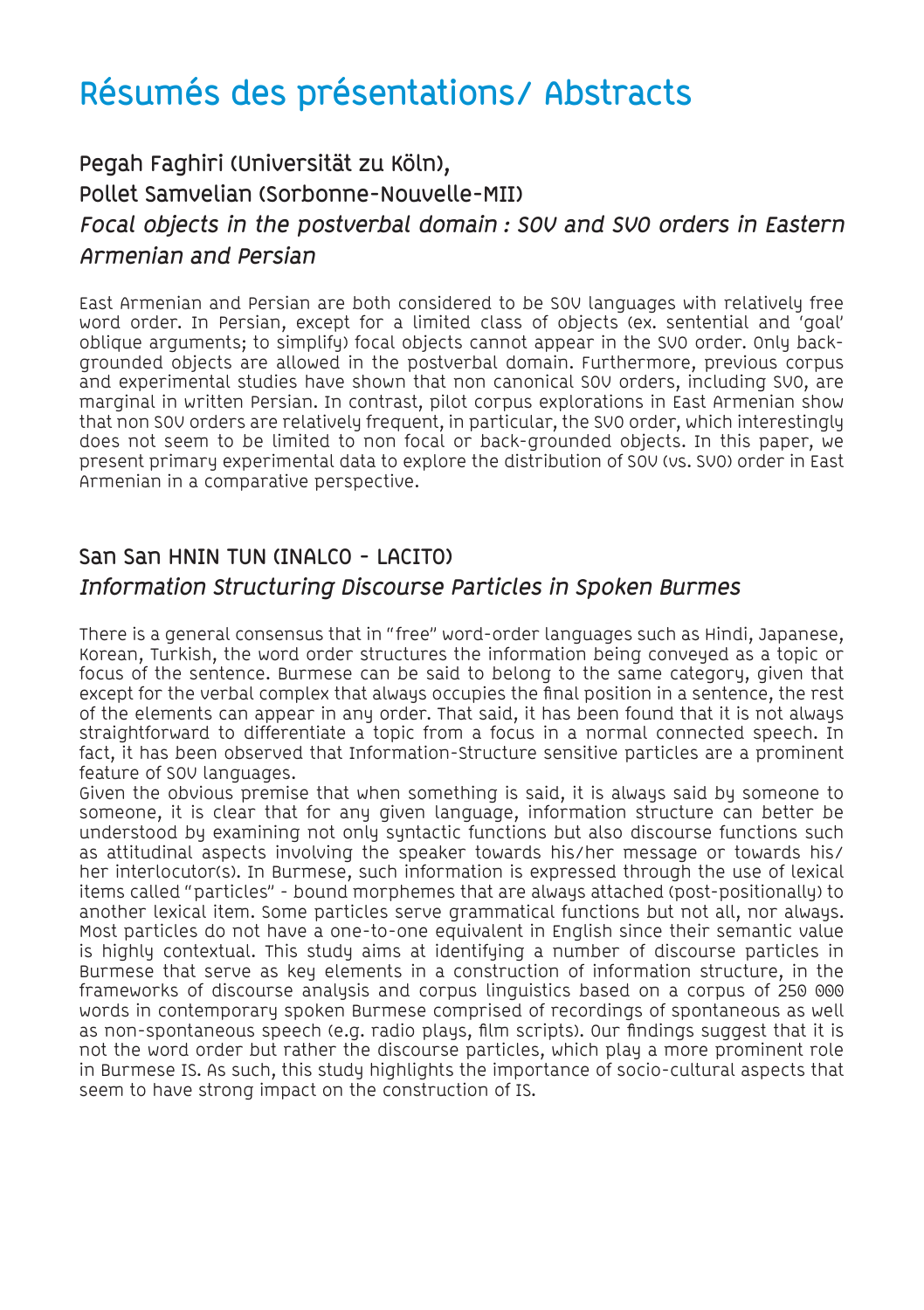# Résumés des présentations/ Abstracts

### Pegah Faghiri (Universität zu Köln), Pollet Samvelian (Sorbonne-Nouvelle-MII)

### *Focal objects in the postverbal domain : SOV and SVO orders in Eastern Armenian and Persian*

East Armenian and Persian are both considered to be SOV languages with relatively free word order. In Persian, except for a limited class of objects (ex. sentential and 'goal' oblique arguments; to simplify) focal objects cannot appear in the SVO order. Only back-grounded objects are allowed in the postverbal domain. Furthermore, previous corpus and experimental studies have shown that non canonical SOV orders, including SVO, are marginal in written Persian. In contrast, pilot corpus explorations in East Armenian show that non SOV orders are relatively frequent, in particular, the SVO order, which interestingly does not seem to be limited to non focal or back-grounded objects. In this paper, we present primary experimental data to explore the distribution of SOV (vs. SVO) order in East Armenian in a comparative perspective.

### San San HNIN TUN (INALCO - LACITO)

### *Information Structuring Discourse Particles in Spoken Burmes*

There is a general consensus that in "free" word-order languages such as Hindi, Japanese, Korean, Turkish, the word order structures the information being conveyed as a topic or focus of the sentence. Burmese can be said to belong to the same category, given that except for the verbal complex that always occupies the final position in a sentence, the rest of the elements can appear in any order. That said, it has been found that it is not always straightforward to differentiate a topic from a focus in a normal connected speech. In fact, it has been observed that Information-Structure sensitive particles are a prominent feature of SOV languages.

Given the obvious premise that when something is said, it is always said by someone to someone, it is clear that for any given language, information structure can better be understood by examining not only syntactic functions but also discourse functions such as attitudinal aspects involving the speaker towards his/her message or towards his/her interlocutor(s). In Burmese, such information is expressed through the use of lexical items called "particles" - bound morphemes that are always attached (post-positionally) to another lexical item. Some particles serve grammatical functions but not all, nor always. Most particles do not have a one-to-one equivalent in English since their semantic value is highly contextual. This study aims at identifying a number of discourse particles in Burmese that serve as key elements in a construction of information structure, in the frameworks of discourse analysis and corpus linguistics based on a corpus of 250 000 words in contemporary spoken Burmese comprised of recordings of spontaneous as well as non-spontaneous speech (e.g. radio plays, film scripts). Our findings suggest that it is not the word order but rather the discourse particles, which play a more prominent role in Burmese IS. As such, this study highlights the importance of socio-cultural aspects that seem to have strong impact on the construction of IS.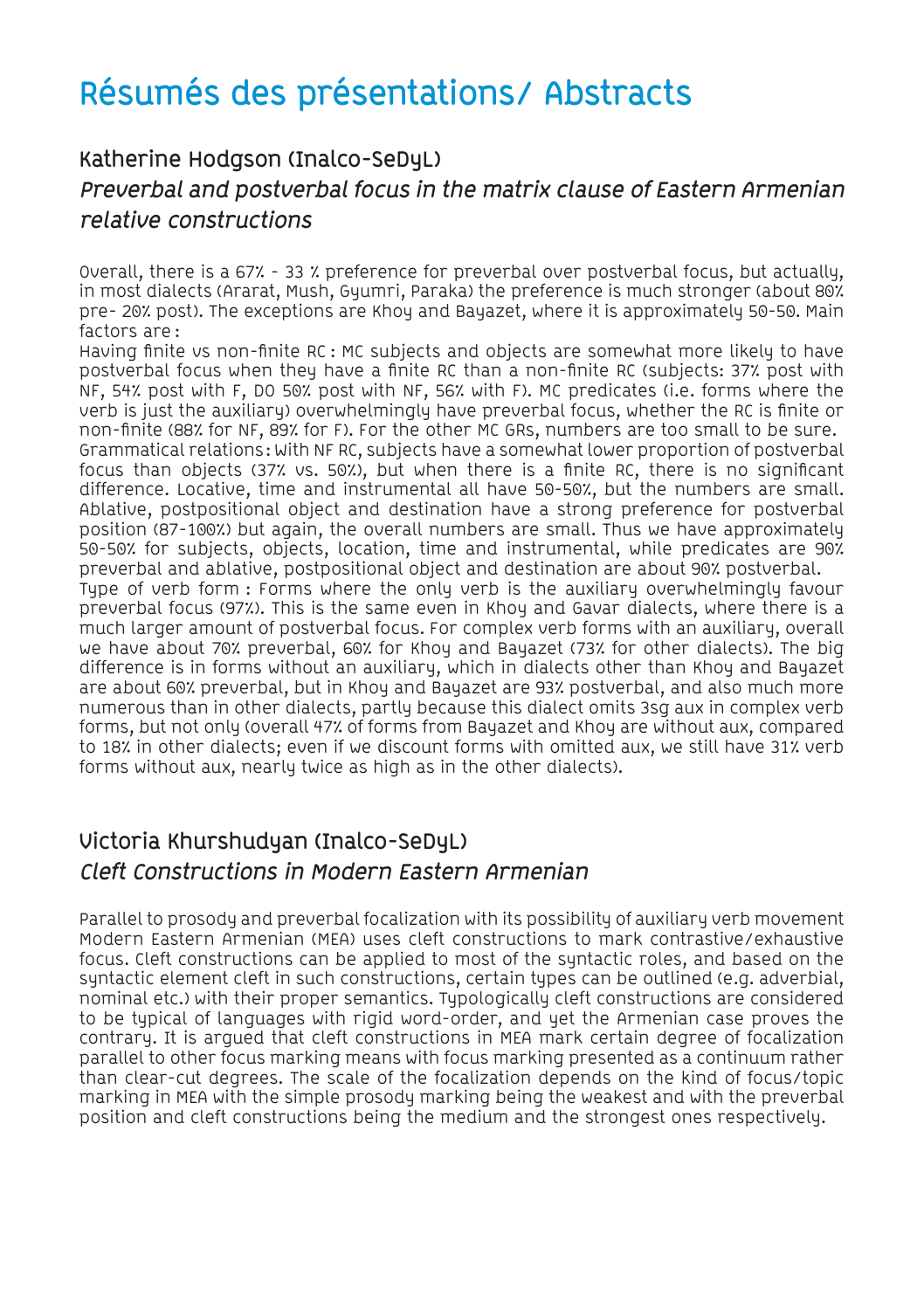# Résumés des présentations/ Abstracts

## Katherine Hodgson (Inalco-SeDyL)

### *Preverbal and postverbal focus in the matrix clause of Eastern Armenian relative constructions*

Overall, there is a 67% - 33 % preference for preverbal over postverbal focus, but actually, in most dialects (Ararat, Mush, Gyumri, Paraka) the preference is much stronger (about 80% pre- 20% post). The exceptions are Khoy and Bayazet, where it is approximately 50-50. Main factors are :

Having finite vs non-finite RC : MC subjects and objects are somewhat more likely to have postverbal focus when they have a finite RC than a non-finite RC (subjects: 37% post with NF, 54% post with F, DO 50% post with NF, 56% with F). MC predicates (i.e. forms where the verb is just the auxiliary) overwhelmingly have preverbal focus, whether the RC is finite or non-finite (88% for NF, 89% for F). For the other MC GRs, numbers are too small to be sure.

Grammatical relations : With NF RC, subjects have a somewhat lower proportion of postverbal focus than objects (37% vs. 50%), but when there is a finite RC, there is no significant difference. Locative, time and instrumental all have 50-50%, but the numbers are small. Ablative, postpositional object and destination have a strong preference for postverbal position (87-100%) but again, the overall numbers are small. Thus we have approximately 50-50% for subjects, objects, location, time and instrumental, while predicates are 90% preverbal and ablative, postpositional object and destination are about 90% postverbal.

Type of verb form : Forms where the only verb is the auxiliary overwhelmingly favour preverbal focus (97%). This is the same even in Khoy and Gavar dialects, where there is a much larger amount of postverbal focus. For complex verb forms with an auxiliary, overall we have about 70% preverbal, 60% for Khoy and Bayazet (73% for other dialects). The big difference is in forms without an auxiliary, which in dialects other than Khoy and Bayazet are about 60% preverbal, but in Khoy and Bayazet are 93% postverbal, and also much more numerous than in other dialects, partly because this dialect omits 3sg aux in complex verb forms, but not only (overall 47% of forms from Bayazet and Khoy are without aux, compared to 18% in other dialects; even if we discount forms with omitted aux, we still have 31% verb forms without aux, nearly twice as high as in the other dialects).

## Victoria Khurshudyan (Inalco-SeDyL)

### *Cleft Constructions in Modern Eastern Armenian*

Parallel to prosody and preverbal focalization with its possibility of auxiliary verb movement Modern Eastern Armenian (MEA) uses cleft constructions to mark contrastive/exhaustive focus. Cleft constructions can be applied to most of the syntactic roles, and based on the syntactic element cleft in such constructions, certain types can be outlined (e.g. adverbial, nominal etc.) with their proper semantics. Typologically cleft constructions are considered to be typical of languages with rigid word-order, and yet the Armenian case proves the contrary. It is argued that cleft constructions in MEA mark certain degree of focalization parallel to other focus marking means with focus marking presented as a continuum rather than clear-cut degrees. The scale of the focalization depends on the kind of focus/topic marking in MEA with the simple prosody marking being the weakest and with the preverbal position and cleft constructions being the medium and the strongest ones respectively.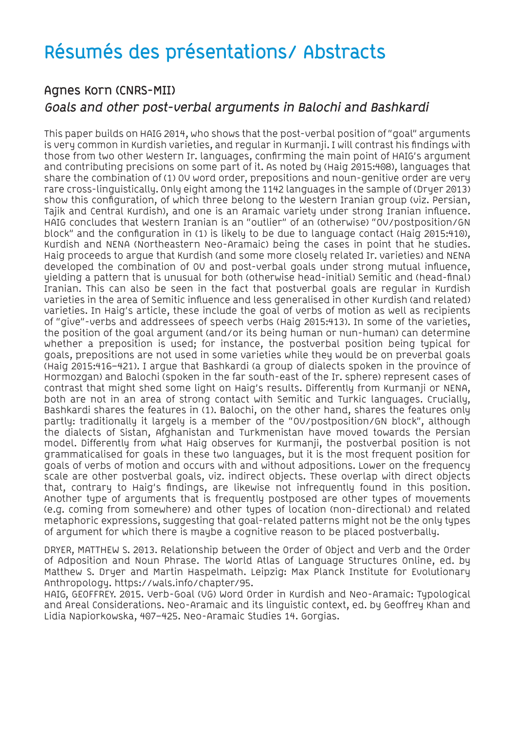# Résumés des présentations/ Abstracts

## Agnes Korn (CNRS-MII)

### *Goals and other post-verbal arguments in Balochi and Bashkardi*

This paper builds on HAIG 2014, who shows that the post-verbal position of "goal" arguments is very common in Kurdish varieties, and regular in Kurmanji. I will contrast his findings with those from two other Western Ir. languages, confirming the main point of HAIG's argument and contributing precisions on some part of it. As noted by (Haig 2015:408), languages that share the combination of (1) OV word order, prepositions and noun-genitive order are very rare cross-linguistically. Only eight among the 1142 languages in the sample of (Dryer 2013) show this configuration, of which three belong to the Western Iranian group (viz. Persian, Tajik and Central Kurdish), and one is an Aramaic variety under strong Iranian influence. HAIG concludes that Western Iranian is an "outlier" of an (otherwise) "OV/postposition/GN block" and the configuration in (1) is likely to be due to language contact (Haig 2015:410), Kurdish and NENA (Northeastern Neo-Aramaic) being the cases in point that he studies. Haig proceeds to argue that Kurdish (and some more closely related Ir. varieties) and NENA developed the combination of OV and post-verbal goals under strong mutual influence, yielding a pattern that is unusual for both (otherwise head-initial) Semitic and (head-final) Iranian. This can also be seen in the fact that postverbal goals are regular in Kurdish varieties in the area of Semitic influence and less generalised in other Kurdish (and related) varieties. In Haig's article, these include the goal of verbs of motion as well as recipients of "give"-verbs and addressees of speech verbs (Haig 2015:413). In some of the varieties, the position of the goal argument (and/or its being human or nun-human) can determine whether a preposition is used; for instance, the postverbal position being typical for goals, prepositions are not used in some varieties while they would be on preverbal goals (Haig 2015:416–421). I argue that Bashkardi (a group of dialects spoken in the province of Hormozgan) and Balochi (spoken in the far south-east of the Ir. sphere) represent cases of contrast that might shed some light on Haig's results. Differently from Kurmanji or NENA, both are not in an area of strong contact with Semitic and Turkic languages. Crucially, Bashkardi shares the features in (1). Balochi, on the other hand, shares the features only partly: traditionally it largely is a member of the "OV/postposition/GN block", although the dialects of Sistan, Afghanistan and Turkmenistan have moved towards the Persian model. Differently from what Haig observes for Kurmanji, the postverbal position is not grammaticalised for goals in these two languages, but it is the most frequent position for goals of verbs of motion and occurs with and without adpositions. Lower on the frequency scale are other postverbal goals, viz. indirect objects. These overlap with direct objects that, contrary to Haig's findings, are likewise not infrequently found in this position. Another type of arguments that is frequently postposed are other types of movements (e.g. coming from somewhere) and other types of location (non-directional) and related metaphoric expressions, suggesting that goal-related patterns might not be the only types of argument for which there is maybe a cognitive reason to be placed postverbally.

DRYER, MATTHEW S. 2013. Relationship between the Order of Object and Verb and the Order of Adposition and Noun Phrase. The World Atlas of Language Structures Online, ed. by Matthew S. Dryer and Martin Haspelmath. Leipzig: Max Planck Institute for Evolutionary Anthropology. https://wals.info/chapter/95.

HAIG, GEOFFREY. 2015. Verb-Goal (VG) Word Order in Kurdish and Neo-Aramaic: Typological and Areal Considerations. Neo-Aramaic and its linguistic context, ed. by Geoffrey Khan and Lidia Napiorkowska, 407–425. Neo-Aramaic Studies 14. Gorgias.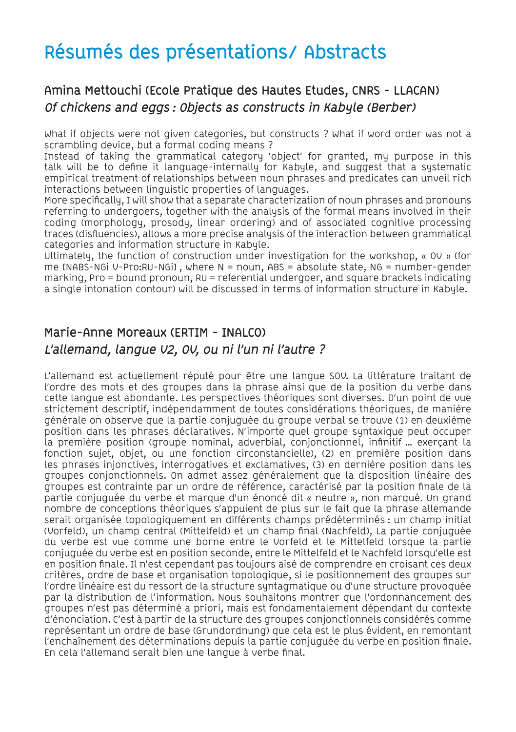# Résumés des présentations/ Abstracts

## Amina Mettouchi (Ecole Pratique des Hautes Etudes, CNRS - LLACAN)

### *Of chickens and eggs : Objects as constructs in Kabyle (Berber)*

What if objects were not given categories, but constructs ? What if word order was not a scrambling device, but a formal coding means ?

Instead of taking the grammatical category 'object' for granted, my purpose in this talk will be to define it language-internally for Kabyle, and suggest that a systematic empirical treatment of relationships between noun phrases and predicates can unveil rich interactions between linguistic properties of languages.

More specifically, I will show that a separate characterization of noun phrases and pronouns referring to undergoers, together with the analysis of the formal means involved in their coding (morphology, prosody, linear ordering) and of associated cognitive processing traces (disfluencies), allows a more precise analysis of the interaction between grammatical categories and information structure in Kabyle.

Ultimately, the function of construction under investigation for the workshop, « OV » (for me [NABS-NGi V-Pro:RU-NGi] , where N = noun, ABS = absolute state, NG = number-gender marking, Pro = bound pronoun, RU = referential undergoer, and square brackets indicating a single intonation contour) will be discussed in terms of information structure in Kabyle.

## Marie-Anne Moreaux (ERTIM - INALCO)

### *L'allemand, langue V2, OV, ou ni l'un ni l'autre ?*

L'allemand est actuellement réputé pour être une langue SOV. La littérature traitant de l'ordre des mots et des groupes dans la phrase ainsi que de la position du verbe dans cette langue est abondante. Les perspectives théoriques sont diverses. D'un point de vue strictement descriptif, indépendamment de toutes considérations théoriques, de manière générale on observe que la partie conjuguée du groupe verbal se trouve (1) en deuxième position dans les phrases déclaratives. N'importe quel groupe syntaxique peut occuper la première position (groupe nominal, adverbial, conjonctionnel, infinitif … exerçant la fonction sujet, objet, ou une fonction circonstancielle), (2) en première position dans les phrases injonctives, interrogatives et exclamatives, (3) en dernière position dans les groupes conjonctionnels. On admet assez généralement que la disposition linéaire des groupes est contrainte par un ordre de référence, caractérisé par la position finale de la partie conjuguée du verbe et marque d'un énoncé dit « neutre », non marqué. Un grand nombre de conceptions théoriques s'appuient de plus sur le fait que la phrase allemande serait organisée topologiquement en différents champs prédéterminés : un champ initial (Vorfeld), un champ central (Mittelfeld) et un champ final (Nachfeld), La partie conjuguée du verbe est vue comme une borne entre le Vorfeld et le Mittelfeld lorsque la partie conjuguée du verbe est en position seconde, entre le Mittelfeld et le Nachfeld lorsqu'elle est en position finale. Il n'est cependant pas toujours aisé de comprendre en croisant ces deux critères, ordre de base et organisation topologique, si le positionnement des groupes sur l'ordre linéaire est du ressort de la structure syntagmatique ou d'une structure provoquée par la distribution de l'information. Nous souhaitons montrer que l'ordonnancement des groupes n'est pas déterminé a priori, mais est fondamentalement dépendant du contexte d'énonciation. C'est à partir de la structure des groupes conjonctionnels considérés comme représentant un ordre de base (Grundordnung) que cela est le plus évident, en remontant l'enchaînement des déterminations depuis la partie conjuguée du verbe en position finale. En cela l'allemand serait bien une langue à verbe final.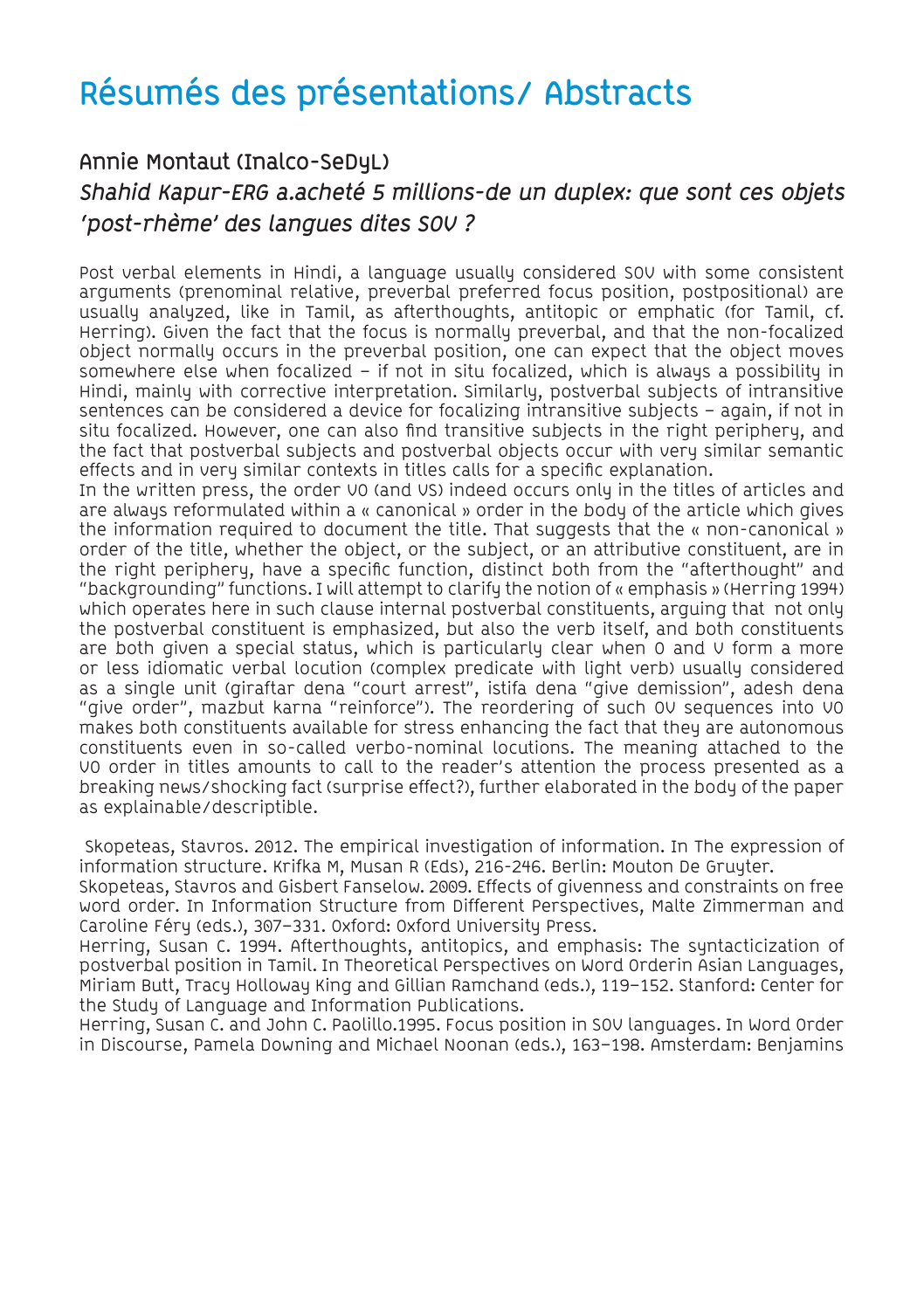# Résumés des présentations/ Abstracts

## Annie Montaut (Inalco-SeDyL)

### *Shahid Kapur-ERG a.acheté 5 millions-de un duplex: que sont ces objets 'post-rhème' des langues dites SOV ?*

Post verbal elements in Hindi, a language usually considered SOV with some consistent arguments (prenominal relative, preverbal preferred focus position, postpositional) are usually analyzed, like in Tamil, as afterthoughts, antitopic or emphatic (for Tamil, cf. Herring). Given the fact that the focus is normally preverbal, and that the non-focalized object normally occurs in the preverbal position, one can expect that the object moves somewhere else when focalized – if not in situ focalized, which is always a possibility in Hindi, mainly with corrective interpretation. Similarly, postverbal subjects of intransitive sentences can be considered a device for focalizing intransitive subjects – again, if not in situ focalized. However, one can also find transitive subjects in the right periphery, and the fact that postverbal subjects and postverbal objects occur with very similar semantic effects and in very similar contexts in titles calls for a specific explanation.

In the written press, the order VO (and VS) indeed occurs only in the titles of articles and are always reformulated within a « canonical » order in the body of the article which gives the information required to document the title. That suggests that the « non-canonical » order of the title, whether the object, or the subject, or an attributive constituent, are in the right periphery, have a specific function, distinct both from the "afterthought" and "backgrounding" functions. I will attempt to clarify the notion of « emphasis » (Herring 1994) which operates here in such clause internal postverbal constituents, arguing that not only the postverbal constituent is emphasized, but also the verb itself, and both constituents are both given a special status, which is particularly clear when O and V form a more or less idiomatic verbal locution (complex predicate with light verb) usually considered as a single unit (giraftar dena "court arrest", istifa dena "give demission", adesh dena "give order", mazbut karna "reinforce"). The reordering of such OV sequences into VO makes both constituents available for stress enhancing the fact that they are autonomous constituents even in so-called verbo-nominal locutions. The meaning attached to the VO order in titles amounts to call to the reader's attention the process presented as a breaking news/shocking fact (surprise effect?), further elaborated in the body of the paper as explainable/descriptible.

Skopeteas, Stavros. 2012. The empirical investigation of information. In The expression of information structure. Krifka M, Musan R (Eds), 216-246. Berlin: Mouton De Gruyter.

Skopeteas, Stavros and Gisbert Fanselow. 2009. Effects of givenness and constraints on free word order. In Information Structure from Different Perspectives, Malte Zimmerman and Caroline Féry (eds.), 307–331. Oxford: Oxford University Press.

Herring, Susan C. 1994. Afterthoughts, antitopics, and emphasis: The syntacticization of postverbal position in Tamil. In Theoretical Perspectives on Word Orderin Asian Languages, Miriam Butt, Tracy Holloway King and Gillian Ramchand (eds.), 119–152. Stanford: Center for the Study of Language and Information Publications.

Herring, Susan C. and John C. Paolillo.1995. Focus position in SOV languages. In Word Order in Discourse, Pamela Downing and Michael Noonan (eds.), 163–198. Amsterdam: Benjamins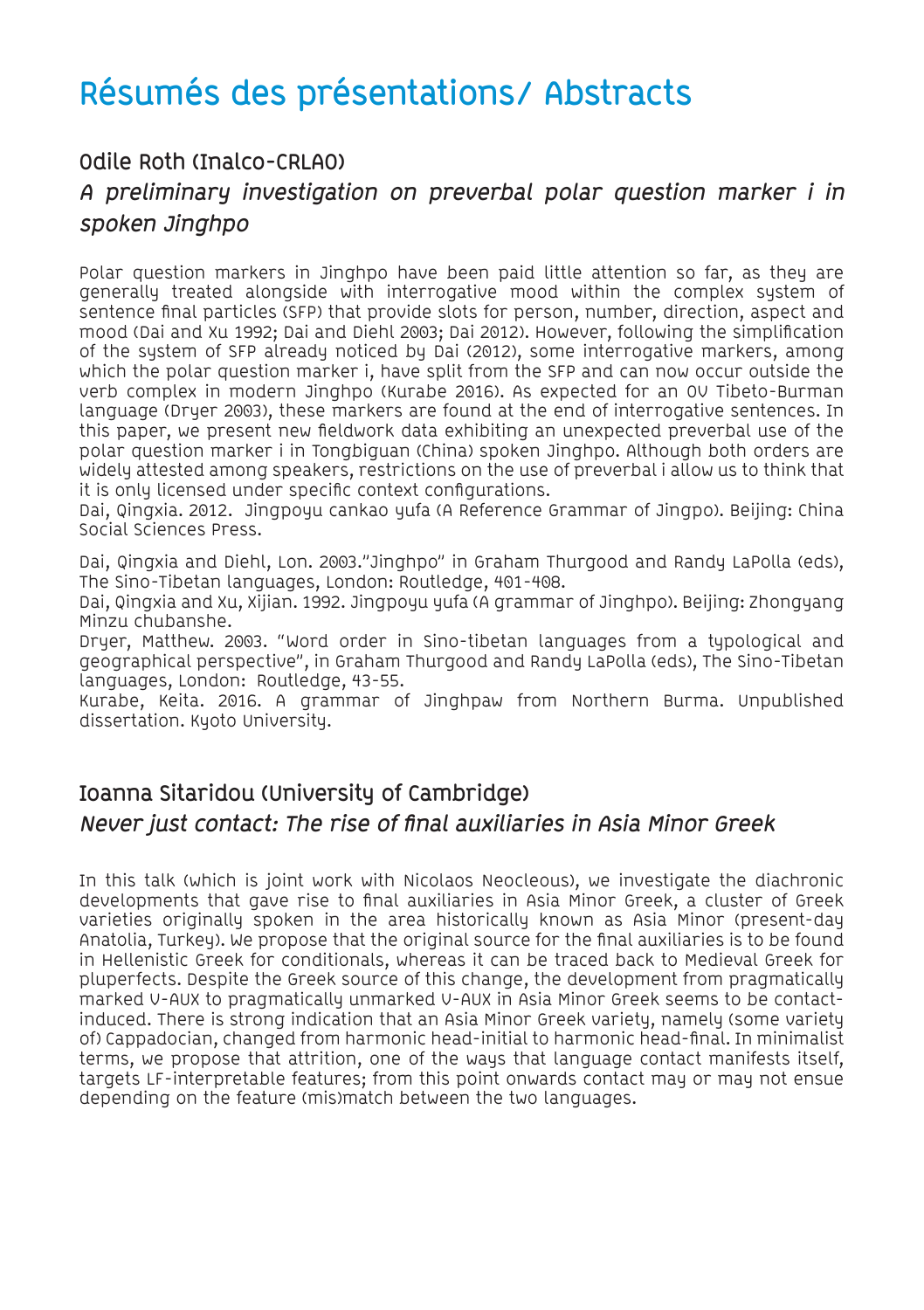# Résumés des présentations/ Abstracts

## Odile Roth (Inalco-CRLAO)

### *A preliminary investigation on preverbal polar question marker i in spoken Jinghpo*

Polar question markers in Jinghpo have been paid little attention so far, as they are generally treated alongside with interrogative mood within the complex system of sentence final particles (SFP) that provide slots for person, number, direction, aspect and mood (Dai and Xu 1992; Dai and Diehl 2003; Dai 2012). However, following the simplification of the system of SFP already noticed by Dai (2012), some interrogative markers, among which the polar question marker i, have split from the SFP and can now occur outside the verb complex in modern Jinghpo (Kurabe 2016). As expected for an OV Tibeto-Burman language (Dryer 2003), these markers are found at the end of interrogative sentences. In this paper, we present new fieldwork data exhibiting an unexpected preverbal use of the polar question marker i in Tongbiguan (China) spoken Jinghpo. Although both orders are widely attested among speakers, restrictions on the use of preverbal i allow us to think that it is only licensed under specific context configurations.

Dai, Qingxia. 2012. Jingpoyu cankao yufa (A Reference Grammar of Jingpo). Beijing: China Social Sciences Press.

Dai, Qingxia and Diehl, Lon. 2003."Jinghpo" in Graham Thurgood and Randy LaPolla (eds), The Sino-Tibetan languages, London: Routledge, 401-408.

Dai, Qingxia and Xu, Xijian. 1992. Jingpoyu yufa (A grammar of Jinghpo). Beijing: Zhongyang Minzu chubanshe.

Dryer, Matthew. 2003. "Word order in Sino-tibetan languages from a typological and geographical perspective", in Graham Thurgood and Randy LaPolla (eds), The Sino-Tibetan languages, London: Routledge, 43-55.

Kurabe, Keita. 2016. A grammar of Jinghpaw from Northern Burma. Unpublished dissertation. Kyoto University.

## Ioanna Sitaridou (University of Cambridge)

### *Never just contact: The rise of final auxiliaries in Asia Minor Greek*

In this talk (which is joint work with Nicolaos Neocleous), we investigate the diachronic developments that gave rise to final auxiliaries in Asia Minor Greek, a cluster of Greek varieties originally spoken in the area historically known as Asia Minor (present-day Anatolia, Turkey). We propose that the original source for the final auxiliaries is to be found in Hellenistic Greek for conditionals, whereas it can be traced back to Medieval Greek for pluperfects. Despite the Greek source of this change, the development from pragmatically marked V-AUX to pragmatically unmarked V-AUX in Asia Minor Greek seems to be contact-induced. There is strong indication that an Asia Minor Greek variety, namely (some variety of) Cappadocian, changed from harmonic head-initial to harmonic head-final. In minimalist terms, we propose that attrition, one of the ways that language contact manifests itself, targets LF-interpretable features; from this point onwards contact may or may not ensue depending on the feature (mis)match between the two languages.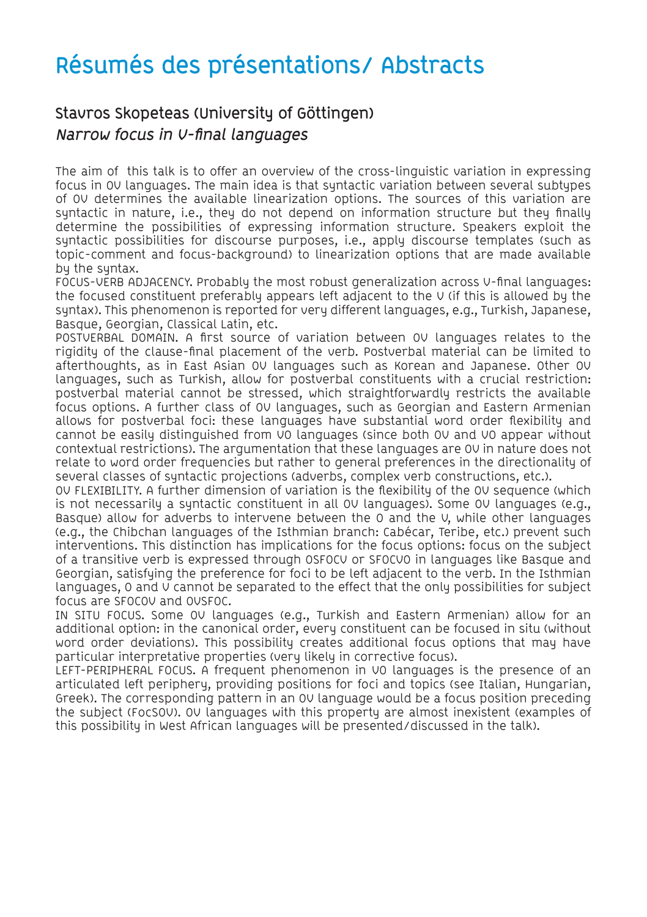# Résumés des présentations/ Abstracts

## Stavros Skopeteas (University of Göttingen)

### *Narrow focus in V-final languages*

The aim of this talk is to offer an overview of the cross-linguistic variation in expressing focus in OV languages. The main idea is that syntactic variation between several subtypes of OV determines the available linearization options. The sources of this variation are syntactic in nature, i.e., they do not depend on information structure but they finally determine the possibilities of expressing information structure. Speakers exploit the syntactic possibilities for discourse purposes, i.e., apply discourse templates (such as topic-comment and focus-background) to linearization options that are made available by the syntax.

FOCUS-VERB ADJACENCY. Probably the most robust generalization across V-final languages: the focused constituent preferably appears left adjacent to the V (if this is allowed by the syntax). This phenomenon is reported for very different languages, e.g., Turkish, Japanese, Basque, Georgian, Classical Latin, etc.

POSTVERBAL DOMAIN. A first source of variation between OV languages relates to the rigidity of the clause-final placement of the verb. Postverbal material can be limited to afterthoughts, as in East Asian OV languages such as Korean and Japanese. Other OV languages, such as Turkish, allow for postverbal constituents with a crucial restriction: postverbal material cannot be stressed, which straightforwardly restricts the available focus options. A further class of OV languages, such as Georgian and Eastern Armenian allows for postverbal foci: these languages have substantial word order flexibility and cannot be easily distinguished from VO languages (since both OV and VO appear without contextual restrictions). The argumentation that these languages are OV in nature does not relate to word order frequencies but rather to general preferences in the directionality of several classes of syntactic projections (adverbs, complex verb constructions, etc.).

OV FLEXIBILITY. A further dimension of variation is the flexibility of the OV sequence (which is not necessarily a syntactic constituent in all OV languages). Some OV languages (e.g., Basque) allow for adverbs to intervene between the O and the V, while other languages (e.g., the Chibchan languages of the Isthmian branch: Cabécar, Teribe, etc.) prevent such interventions. This distinction has implications for the focus options: focus on the subject of a transitive verb is expressed through OSFOCV or SFOCVO in languages like Basque and Georgian, satisfying the preference for foci to be left adjacent to the verb. In the Isthmian languages, O and V cannot be separated to the effect that the only possibilities for subject focus are SFOCOV and OVSFOC.

IN SITU FOCUS. Some OV languages (e.g., Turkish and Eastern Armenian) allow for an additional option: in the canonical order, every constituent can be focused in situ (without word order deviations). This possibility creates additional focus options that may have particular interpretative properties (very likely in corrective focus).

LEFT-PERIPHERAL FOCUS. A frequent phenomenon in VO languages is the presence of an articulated left periphery, providing positions for foci and topics (see Italian, Hungarian, Greek). The corresponding pattern in an OV language would be a focus position preceding the subject (FocSOV). OV languages with this property are almost inexistent (examples of this possibility in West African languages will be presented/discussed in the talk).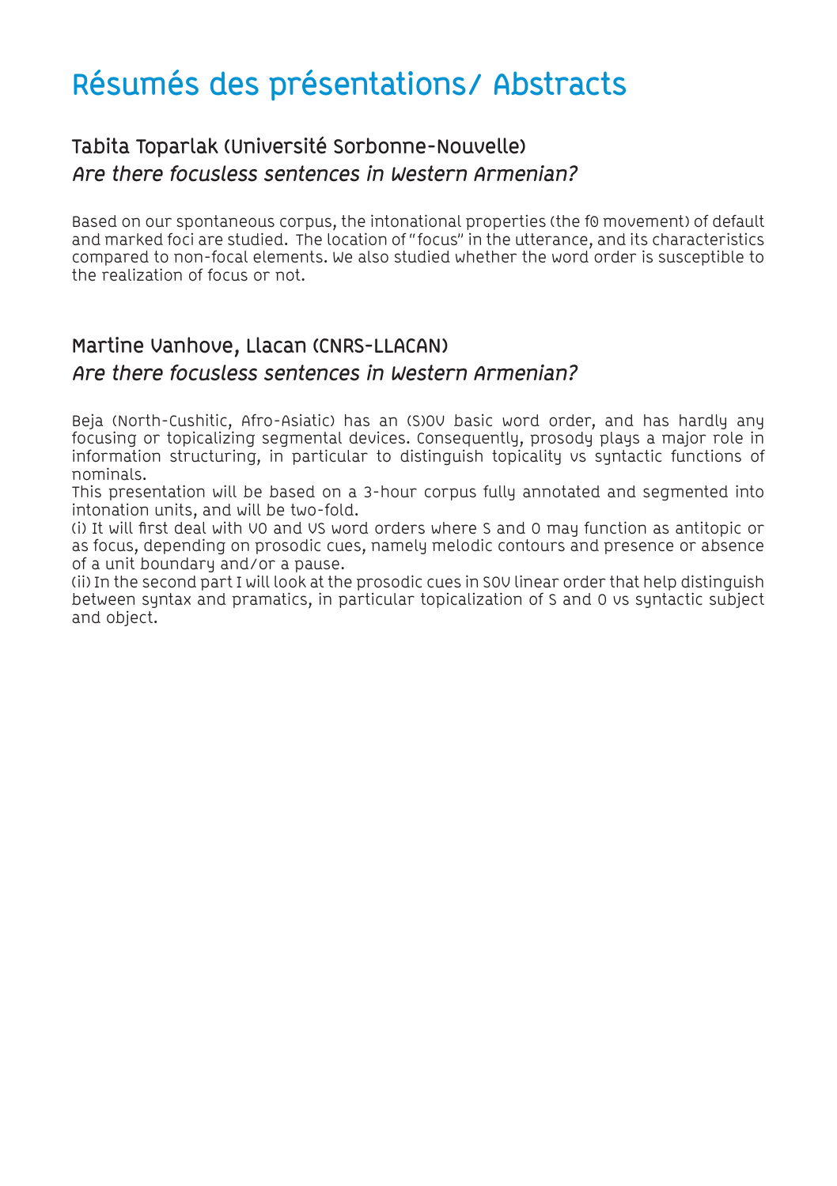# Résumés des présentations/ Abstracts

## Tabita Toparlak (Université Sorbonne-Nouvelle)

### *Are there focusless sentences in Western Armenian?*

Based on our spontaneous corpus, the intonational properties (the f0 movement) of default and marked foci are studied. The location of "focus" in the utterance, and its characteristics compared to non-focal elements. We also studied whether the word order is susceptible to the realization of focus or not.

## Martine Vanhove, Llacan (CNRS-LLACAN)

### *Are there focusless sentences in Western Armenian?*

Beja (North-Cushitic, Afro-Asiatic) has an (S)OV basic word order, and has hardly any focusing or topicalizing segmental devices. Consequently, prosody plays a major role in information structuring, in particular to distinguish topicality vs syntactic functions of nominals.

This presentation will be based on a 3-hour corpus fully annotated and segmented into intonation units, and will be two-fold.

(i) It will first deal with VO and VS word orders where S and O may function as antitopic or as focus, depending on prosodic cues, namely melodic contours and presence or absence of a unit boundary and/or a pause.

(ii) In the second part I will look at the prosodic cues in SOV linear order that help distinguish between syntax and pramatics, in particular topicalization of S and O vs syntactic subject and object.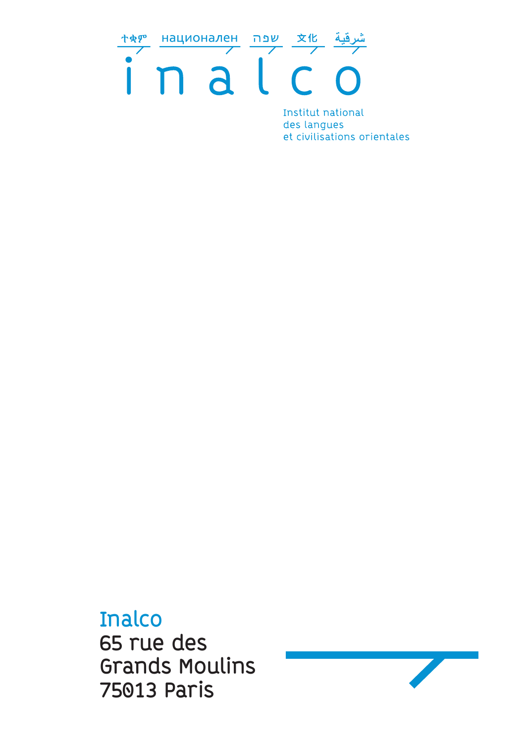ተቋም национален שפה 文化 شرقية

inalco

Institut national
des langues
et civilisations orientales

Inalco
65 rue des
Grands Moulins
75013 Paris